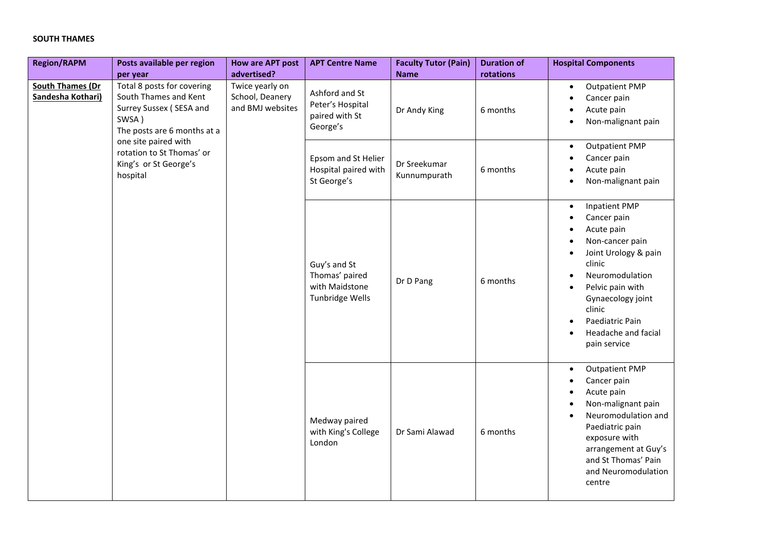**SOUTH THAMES**

| Region/RAPM | Posts available per region per year | How are APT post advertised? | APT Centre Name | Faculty Tutor (Pain) Name | Duration of rotations | Hospital Components |
|---|---|---|---|---|---|---|
| **South Thames (Dr Sandesha Kothari)** | Total 8 posts for covering South Thames and Kent Surrey Sussex ( SESA and SWSA ) The posts are 6 months at a one site paired with rotation to St Thomas' or King's or St George's hospital | Twice yearly on School, Deanery and BMJ websites | Ashford and St Peter's Hospital paired with St George's | Dr Andy King | 6 months | • Outpatient PMP<br>• Cancer pain<br>• Acute pain<br>• Non-malignant pain |
| | | | Epsom and St Helier Hospital paired with St George's | Dr Sreekumar Kunnumpurath | 6 months | • Outpatient PMP<br>• Cancer pain<br>• Acute pain<br>• Non-malignant pain |
| | | | Guy's and St Thomas' paired with Maidstone Tunbridge Wells | Dr D Pang | 6 months | • Inpatient PMP<br>• Cancer pain<br>• Acute pain<br>• Non-cancer pain<br>• Joint Urology & pain clinic<br>• Neuromodulation<br>• Pelvic pain with Gynaecology joint clinic<br>• Paediatric Pain<br>• Headache and facial pain service |
| | | | Medway paired with King's College London | Dr Sami Alawad | 6 months | • Outpatient PMP<br>• Cancer pain<br>• Acute pain<br>• Non-malignant pain<br>• Neuromodulation and Paediatric pain exposure with arrangement at Guy's and St Thomas' Pain and Neuromodulation centre |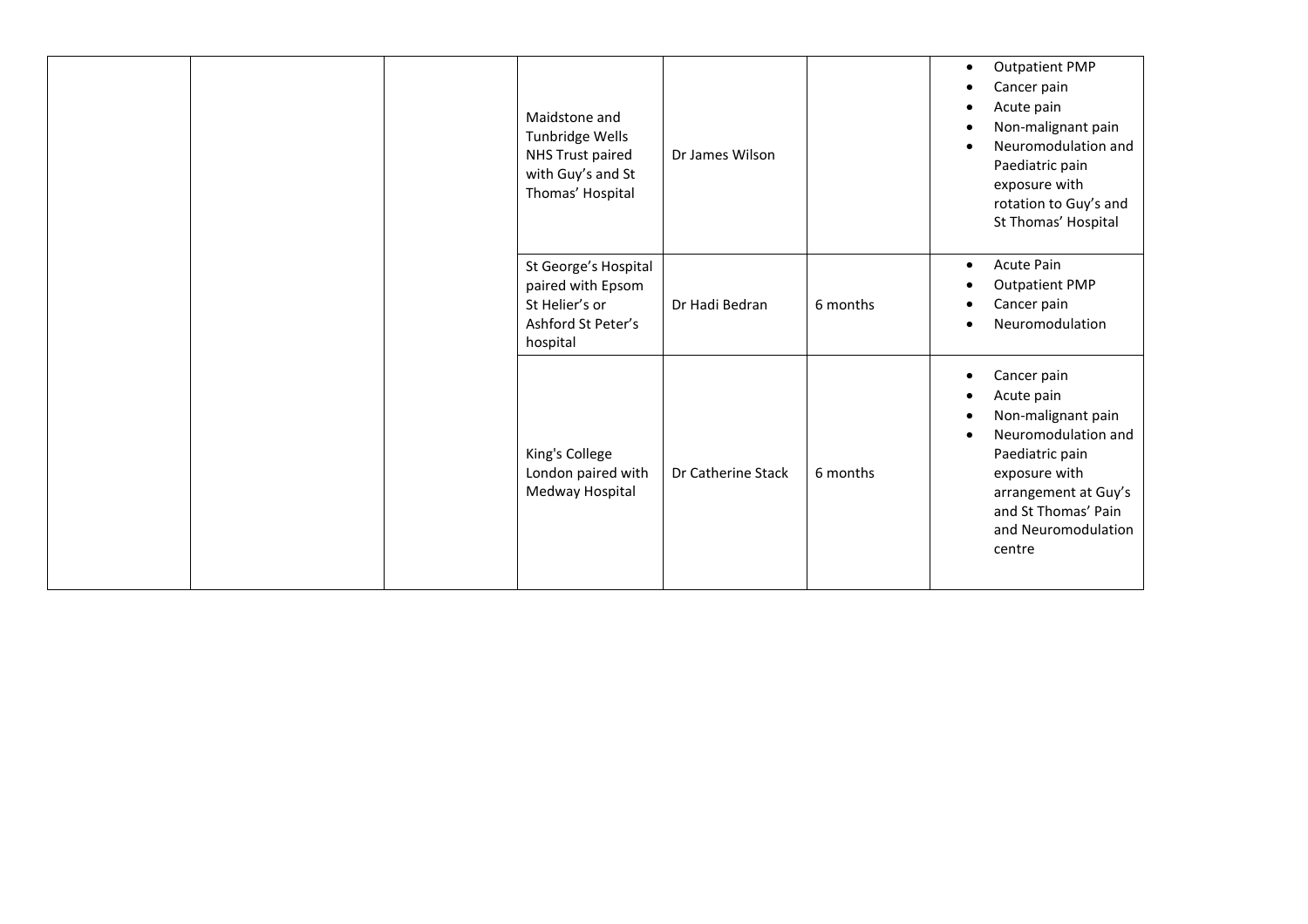| | | | | | | |
|---|---|---|---|---|---|---|
| | | | Maidstone and Tunbridge Wells NHS Trust paired with Guy's and St Thomas' Hospital | Dr James Wilson | | • Outpatient PMP<br>• Cancer pain<br>• Acute pain<br>• Non-malignant pain<br>• Neuromodulation and Paediatric pain exposure with rotation to Guy's and St Thomas' Hospital |
| | | | St George's Hospital paired with Epsom St Helier's or Ashford St Peter's hospital | Dr Hadi Bedran | 6 months | • Acute Pain<br>• Outpatient PMP<br>• Cancer pain<br>• Neuromodulation |
| | | | King's College London paired with Medway Hospital | Dr Catherine Stack | 6 months | • Cancer pain<br>• Acute pain<br>• Non-malignant pain<br>• Neuromodulation and Paediatric pain exposure with arrangement at Guy's and St Thomas' Pain and Neuromodulation centre |